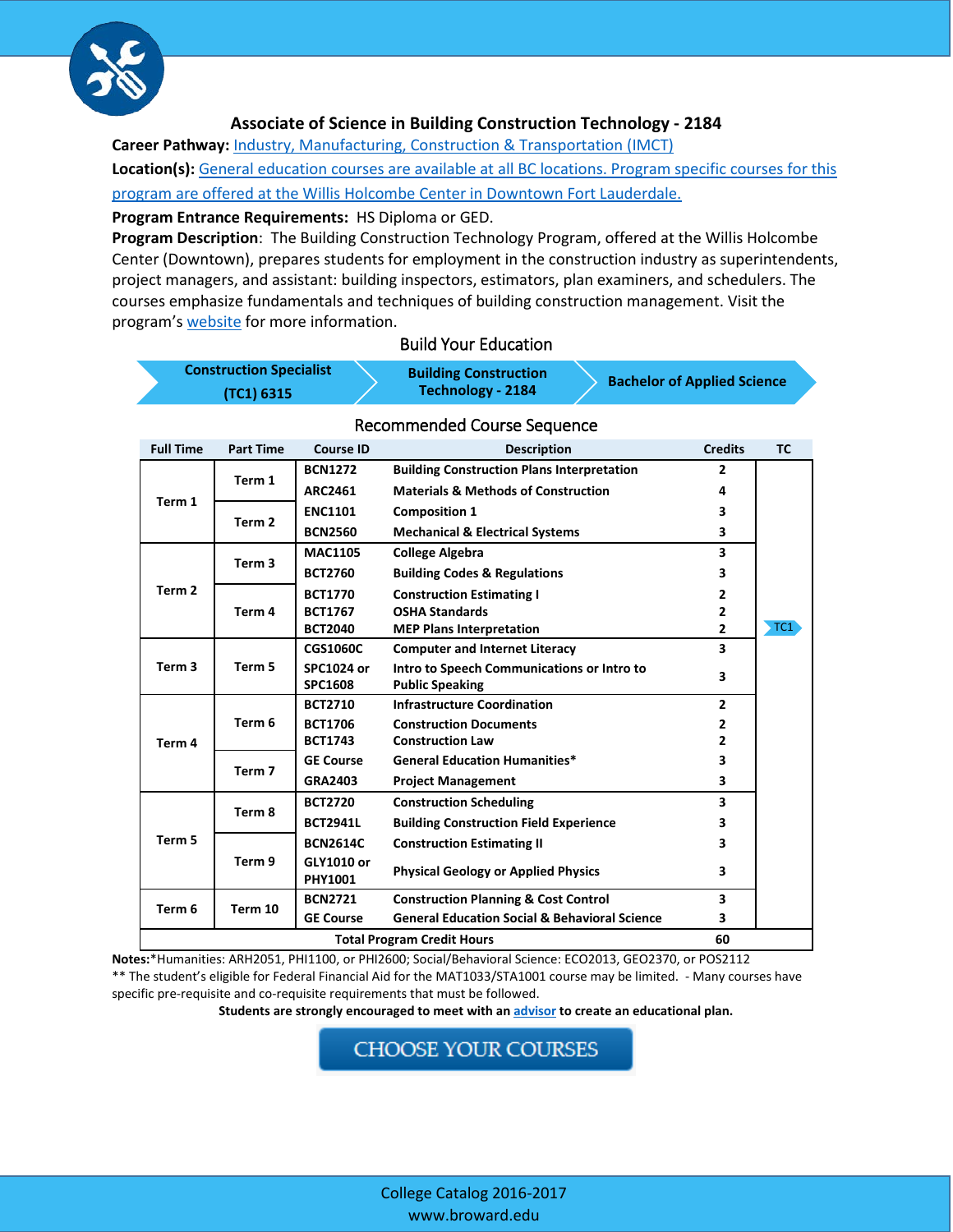# Associate of Science in Building Construction Technology - 2184

**Career Pathway:** Industry, Manufacturing, Construction & Transportation (IMCT)

**Location(s):** General education courses are available at all BC locations. Program specific courses for this program are offered at the Willis Holcombe Center in Downtown Fort Lauderdale.

**Program Entrance Requirements:** HS Diploma or GED.

**Program Description**: The Building Construction Technology Program, offered at the Willis Holcombe Center (Downtown), prepares students for employment in the construction industry as superintendents, project managers, and assistant: building inspectors, estimators, plan examiners, and schedulers. The courses emphasize fundamentals and techniques of building construction management. Visit the program's website for more information.

## Build Your Education

Construction Specialist (TC1) 6315 → Building Construction Technology - 2184 → Bachelor of Applied Science

## Recommended Course Sequence

| Full Time | Part Time | Course ID | Description | Credits | TC |
|---|---|---|---|---|---|
| Term 1 | Term 1 | BCN1272 | Building Construction Plans Interpretation | 2 | |
| | | ARC2461 | Materials & Methods of Construction | 4 | |
| | Term 2 | ENC1101 | Composition 1 | 3 | |
| | | BCN2560 | Mechanical & Electrical Systems | 3 | |
| Term 2 | Term 3 | MAC1105 | College Algebra | 3 | |
| | | BCT2760 | Building Codes & Regulations | 3 | |
| | Term 4 | BCT1770 | Construction Estimating I | 2 | |
| | | BCT1767 | OSHA Standards | 2 | |
| | | BCT2040 | MEP Plans Interpretation | 2 | TC1 |
| Term 3 | Term 5 | CGS1060C | Computer and Internet Literacy | 3 | |
| | | SPC1024 or SPC1608 | Intro to Speech Communications or Intro to Public Speaking | 3 | |
| Term 4 | Term 6 | BCT2710 | Infrastructure Coordination | 2 | |
| | | BCT1706 | Construction Documents | 2 | |
| | | BCT1743 | Construction Law | 2 | |
| | Term 7 | GE Course | General Education Humanities* | 3 | |
| | | GRA2403 | Project Management | 3 | |
| Term 5 | Term 8 | BCT2720 | Construction Scheduling | 3 | |
| | | BCT2941L | Building Construction Field Experience | 3 | |
| | Term 9 | BCN2614C | Construction Estimating II | 3 | |
| | | GLY1010 or PHY1001 | Physical Geology or Applied Physics | 3 | |
| Term 6 | Term 10 | BCN2721 | Construction Planning & Cost Control | 3 | |
| | | GE Course | General Education Social & Behavioral Science | 3 | |
| | | | **Total Program Credit Hours** | **60** | |

**Notes:***Humanities: ARH2051, PHI1100, or PHI2600; Social/Behavioral Science: ECO2013, GEO2370, or POS2112

** The student's eligible for Federal Financial Aid for the MAT1033/STA1001 course may be limited. - Many courses have specific pre-requisite and co-requisite requirements that must be followed.

**Students are strongly encouraged to meet with an advisor to create an educational plan.**

CHOOSE YOUR COURSES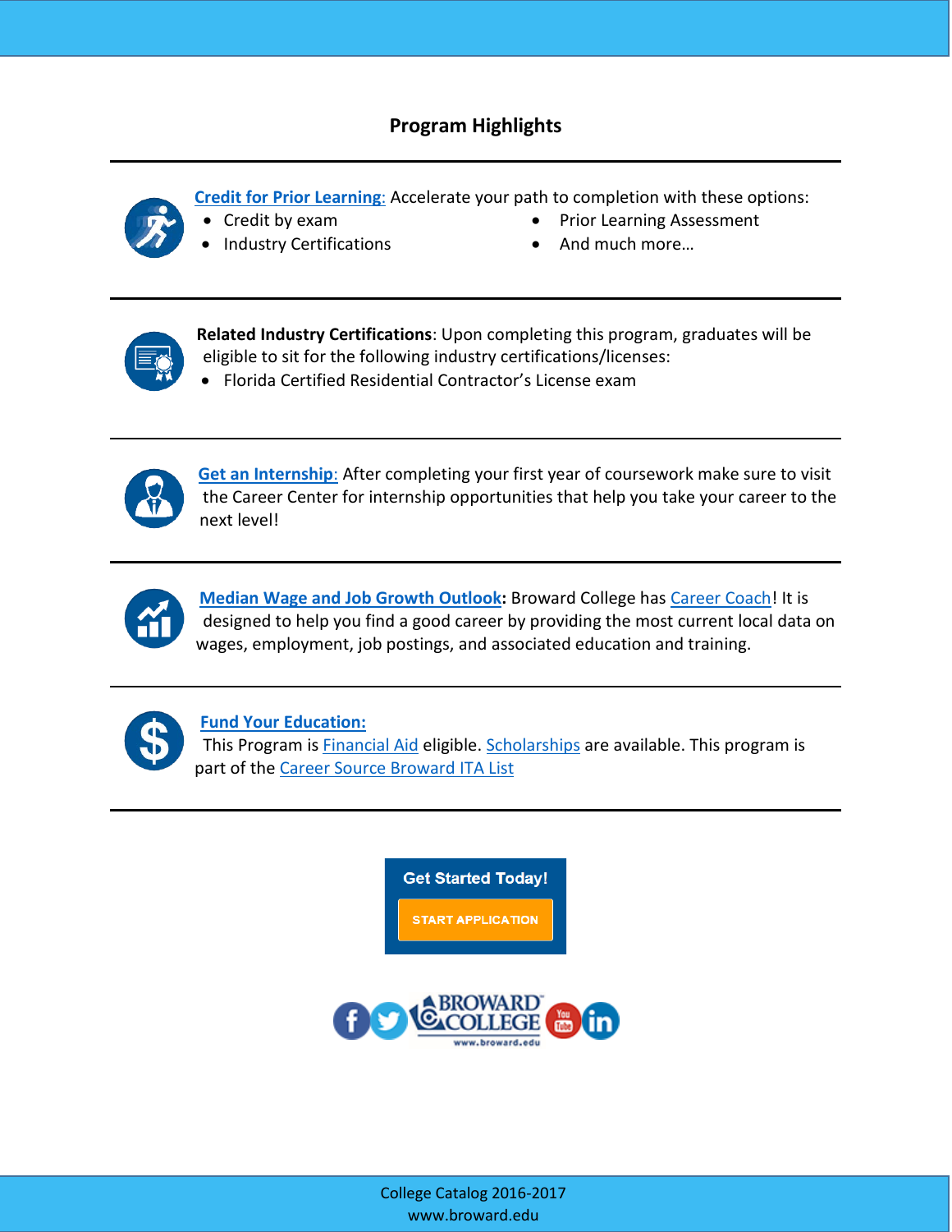## Program Highlights

**Credit for Prior Learning:** Accelerate your path to completion with these options:

- Credit by exam
- Industry Certifications
- Prior Learning Assessment
- And much more…

**Related Industry Certifications**: Upon completing this program, graduates will be eligible to sit for the following industry certifications/licenses:

- Florida Certified Residential Contractor's License exam

**Get an Internship:** After completing your first year of coursework make sure to visit the Career Center for internship opportunities that help you take your career to the next level!

**Median Wage and Job Growth Outlook**: Broward College has Career Coach! It is designed to help you find a good career by providing the most current local data on wages, employment, job postings, and associated education and training.

**Fund Your Education:**

This Program is Financial Aid eligible. Scholarships are available. This program is part of the Career Source Broward ITA List

**Get Started Today!**

START APPLICATION

BROWARD COLLEGE

www.broward.edu

College Catalog 2016-2017

www.broward.edu